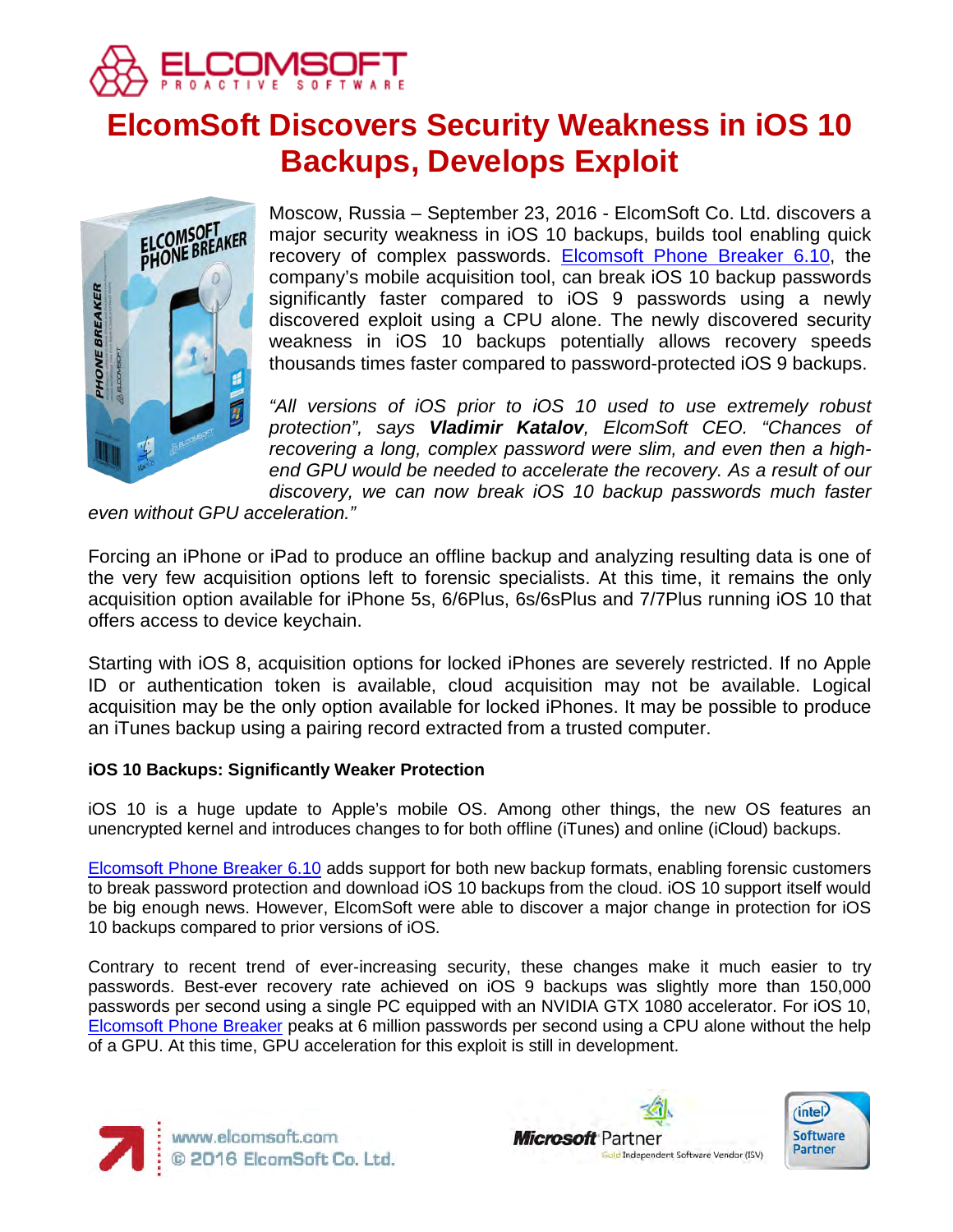# ElcomSoft Discovers Security Weakness in iOS 10 Backups, Develops Exploit

Moscow, Russia – September 23, 2016 - ElcomSoft Co. Ltd. discovers a major security weakness in iOS 10 backups, builds tool enabling quick recovery of complex passwords. Elcomsoft Phone Breaker 6.10, the company's mobile acquisition tool, can break iOS 10 backup passwords significantly faster compared to iOS 9 passwords using a newly discovered exploit using a CPU alone. The newly discovered security weakness in iOS 10 backups potentially allows recovery speeds thousands times faster compared to password-protected iOS 9 backups.

*"All versions of iOS prior to iOS 10 used to use extremely robust protection", says* ***Vladimir Katalov****, ElcomSoft CEO. "Chances of recovering a long, complex password were slim, and even then a high-end GPU would be needed to accelerate the recovery. As a result of our discovery, we can now break iOS 10 backup passwords much faster even without GPU acceleration."*

Forcing an iPhone or iPad to produce an offline backup and analyzing resulting data is one of the very few acquisition options left to forensic specialists. At this time, it remains the only acquisition option available for iPhone 5s, 6/6Plus, 6s/6sPlus and 7/7Plus running iOS 10 that offers access to device keychain.

Starting with iOS 8, acquisition options for locked iPhones are severely restricted. If no Apple ID or authentication token is available, cloud acquisition may not be available. Logical acquisition may be the only option available for locked iPhones. It may be possible to produce an iTunes backup using a pairing record extracted from a trusted computer.

### iOS 10 Backups: Significantly Weaker Protection

iOS 10 is a huge update to Apple's mobile OS. Among other things, the new OS features an unencrypted kernel and introduces changes to for both offline (iTunes) and online (iCloud) backups.

Elcomsoft Phone Breaker 6.10 adds support for both new backup formats, enabling forensic customers to break password protection and download iOS 10 backups from the cloud. iOS 10 support itself would be big enough news. However, ElcomSoft were able to discover a major change in protection for iOS 10 backups compared to prior versions of iOS.

Contrary to recent trend of ever-increasing security, these changes make it much easier to try passwords. Best-ever recovery rate achieved on iOS 9 backups was slightly more than 150,000 passwords per second using a single PC equipped with an NVIDIA GTX 1080 accelerator. For iOS 10, Elcomsoft Phone Breaker peaks at 6 million passwords per second using a CPU alone without the help of a GPU. At this time, GPU acceleration for this exploit is still in development.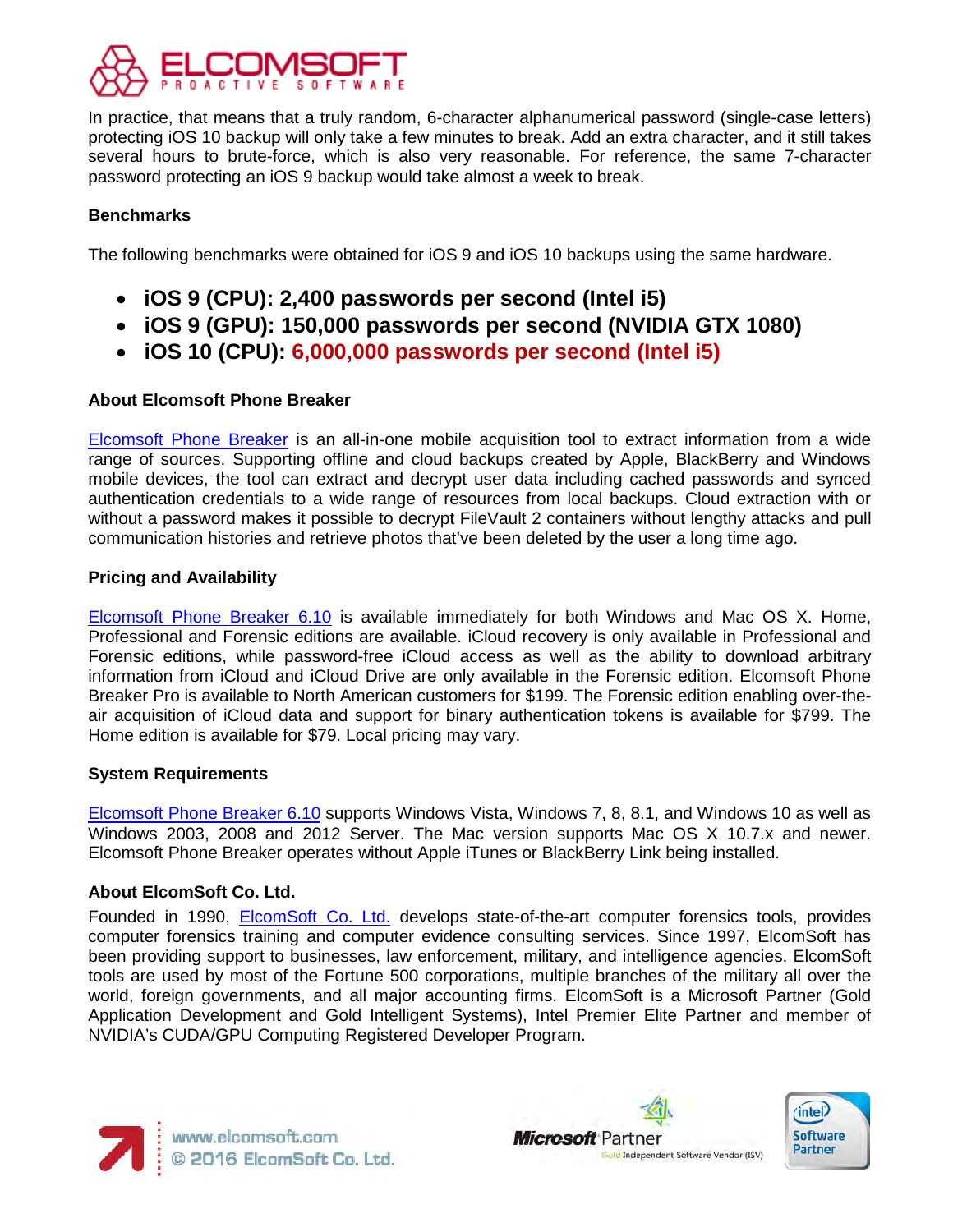In practice, that means that a truly random, 6-character alphanumerical password (single-case letters) protecting iOS 10 backup will only take a few minutes to break. Add an extra character, and it still takes several hours to brute-force, which is also very reasonable. For reference, the same 7-character password protecting an iOS 9 backup would take almost a week to break.

**Benchmarks**

The following benchmarks were obtained for iOS 9 and iOS 10 backups using the same hardware.

- **iOS 9 (CPU): 2,400 passwords per second (Intel i5)**
- **iOS 9 (GPU): 150,000 passwords per second (NVIDIA GTX 1080)**
- **iOS 10 (CPU): 6,000,000 passwords per second (Intel i5)**

**About Elcomsoft Phone Breaker**

Elcomsoft Phone Breaker is an all-in-one mobile acquisition tool to extract information from a wide range of sources. Supporting offline and cloud backups created by Apple, BlackBerry and Windows mobile devices, the tool can extract and decrypt user data including cached passwords and synced authentication credentials to a wide range of resources from local backups. Cloud extraction with or without a password makes it possible to decrypt FileVault 2 containers without lengthy attacks and pull communication histories and retrieve photos that've been deleted by the user a long time ago.

**Pricing and Availability**

Elcomsoft Phone Breaker 6.10 is available immediately for both Windows and Mac OS X. Home, Professional and Forensic editions are available. iCloud recovery is only available in Professional and Forensic editions, while password-free iCloud access as well as the ability to download arbitrary information from iCloud and iCloud Drive are only available in the Forensic edition. Elcomsoft Phone Breaker Pro is available to North American customers for $199. The Forensic edition enabling over-the-air acquisition of iCloud data and support for binary authentication tokens is available for $799. The Home edition is available for $79. Local pricing may vary.

**System Requirements**

Elcomsoft Phone Breaker 6.10 supports Windows Vista, Windows 7, 8, 8.1, and Windows 10 as well as Windows 2003, 2008 and 2012 Server. The Mac version supports Mac OS X 10.7.x and newer. Elcomsoft Phone Breaker operates without Apple iTunes or BlackBerry Link being installed.

**About ElcomSoft Co. Ltd.**

Founded in 1990, ElcomSoft Co. Ltd. develops state-of-the-art computer forensics tools, provides computer forensics training and computer evidence consulting services. Since 1997, ElcomSoft has been providing support to businesses, law enforcement, military, and intelligence agencies. ElcomSoft tools are used by most of the Fortune 500 corporations, multiple branches of the military all over the world, foreign governments, and all major accounting firms. ElcomSoft is a Microsoft Partner (Gold Application Development and Gold Intelligent Systems), Intel Premier Elite Partner and member of NVIDIA's CUDA/GPU Computing Registered Developer Program.

www.elcomsoft.com
© 2016 ElcomSoft Co. Ltd.